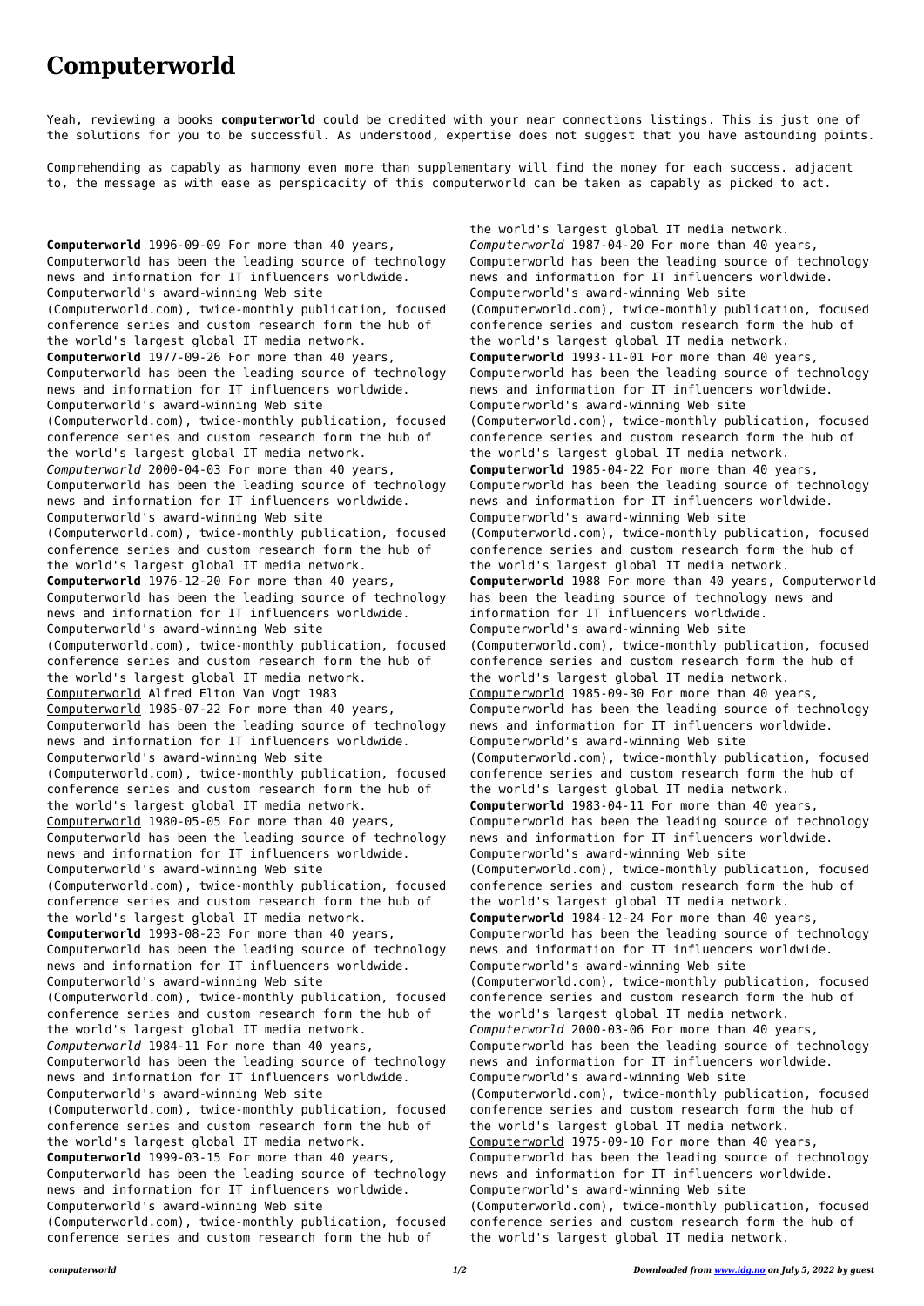# Computerworld

Yeah, reviewing a books **computerworld** could be credited with your near connections listings. This is just one of the solutions for you to be successful. As understood, expertise does not suggest that you have astounding points.

Comprehending as capably as harmony even more than supplementary will find the money for each success. adjacent to, the message as with ease as perspicacity of this computerworld can be taken as capably as picked to act.

**Computerworld** 1996-09-09 For more than 40 years, Computerworld has been the leading source of technology news and information for IT influencers worldwide. Computerworld's award-winning Web site (Computerworld.com), twice-monthly publication, focused conference series and custom research form the hub of the world's largest global IT media network.

**Computerworld** 1977-09-26 For more than 40 years, Computerworld has been the leading source of technology news and information for IT influencers worldwide. Computerworld's award-winning Web site (Computerworld.com), twice-monthly publication, focused conference series and custom research form the hub of the world's largest global IT media network.

*Computerworld* 2000-04-03 For more than 40 years, Computerworld has been the leading source of technology news and information for IT influencers worldwide. Computerworld's award-winning Web site (Computerworld.com), twice-monthly publication, focused conference series and custom research form the hub of the world's largest global IT media network.

**Computerworld** 1976-12-20 For more than 40 years, Computerworld has been the leading source of technology news and information for IT influencers worldwide. Computerworld's award-winning Web site (Computerworld.com), twice-monthly publication, focused conference series and custom research form the hub of the world's largest global IT media network.

Computerworld Alfred Elton Van Vogt 1983

Computerworld 1985-07-22 For more than 40 years, Computerworld has been the leading source of technology news and information for IT influencers worldwide. Computerworld's award-winning Web site (Computerworld.com), twice-monthly publication, focused conference series and custom research form the hub of the world's largest global IT media network.

Computerworld 1980-05-05 For more than 40 years, Computerworld has been the leading source of technology news and information for IT influencers worldwide. Computerworld's award-winning Web site (Computerworld.com), twice-monthly publication, focused conference series and custom research form the hub of the world's largest global IT media network.

**Computerworld** 1993-08-23 For more than 40 years, Computerworld has been the leading source of technology news and information for IT influencers worldwide. Computerworld's award-winning Web site (Computerworld.com), twice-monthly publication, focused conference series and custom research form the hub of the world's largest global IT media network.

*Computerworld* 1984-11 For more than 40 years, Computerworld has been the leading source of technology news and information for IT influencers worldwide. Computerworld's award-winning Web site (Computerworld.com), twice-monthly publication, focused conference series and custom research form the hub of the world's largest global IT media network.

**Computerworld** 1999-03-15 For more than 40 years, Computerworld has been the leading source of technology news and information for IT influencers worldwide. Computerworld's award-winning Web site (Computerworld.com), twice-monthly publication, focused conference series and custom research form the hub of the world's largest global IT media network.

*Computerworld* 1987-04-20 For more than 40 years, Computerworld has been the leading source of technology news and information for IT influencers worldwide. Computerworld's award-winning Web site (Computerworld.com), twice-monthly publication, focused conference series and custom research form the hub of the world's largest global IT media network.

**Computerworld** 1993-11-01 For more than 40 years, Computerworld has been the leading source of technology news and information for IT influencers worldwide. Computerworld's award-winning Web site (Computerworld.com), twice-monthly publication, focused conference series and custom research form the hub of the world's largest global IT media network.

**Computerworld** 1985-04-22 For more than 40 years, Computerworld has been the leading source of technology news and information for IT influencers worldwide. Computerworld's award-winning Web site (Computerworld.com), twice-monthly publication, focused conference series and custom research form the hub of the world's largest global IT media network.

**Computerworld** 1988 For more than 40 years, Computerworld has been the leading source of technology news and information for IT influencers worldwide. Computerworld's award-winning Web site (Computerworld.com), twice-monthly publication, focused conference series and custom research form the hub of the world's largest global IT media network.

Computerworld 1985-09-30 For more than 40 years, Computerworld has been the leading source of technology news and information for IT influencers worldwide. Computerworld's award-winning Web site (Computerworld.com), twice-monthly publication, focused conference series and custom research form the hub of the world's largest global IT media network.

**Computerworld** 1983-04-11 For more than 40 years, Computerworld has been the leading source of technology news and information for IT influencers worldwide. Computerworld's award-winning Web site (Computerworld.com), twice-monthly publication, focused conference series and custom research form the hub of the world's largest global IT media network.

**Computerworld** 1984-12-24 For more than 40 years, Computerworld has been the leading source of technology news and information for IT influencers worldwide. Computerworld's award-winning Web site (Computerworld.com), twice-monthly publication, focused conference series and custom research form the hub of the world's largest global IT media network.

*Computerworld* 2000-03-06 For more than 40 years, Computerworld has been the leading source of technology news and information for IT influencers worldwide. Computerworld's award-winning Web site (Computerworld.com), twice-monthly publication, focused conference series and custom research form the hub of the world's largest global IT media network.

Computerworld 1975-09-10 For more than 40 years, Computerworld has been the leading source of technology news and information for IT influencers worldwide. Computerworld's award-winning Web site (Computerworld.com), twice-monthly publication, focused conference series and custom research form the hub of the world's largest global IT media network.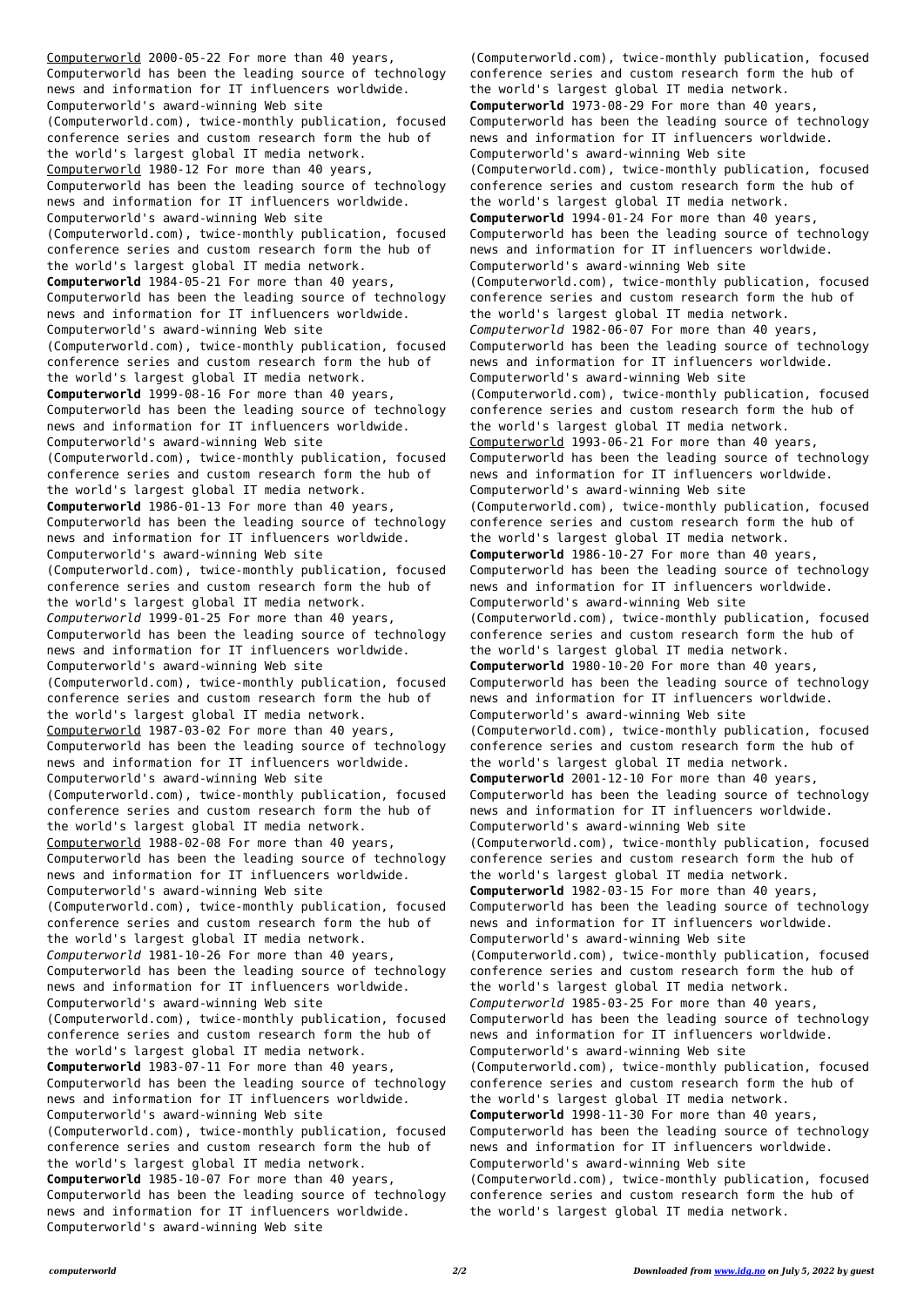Computerworld 2000-05-22 For more than 40 years, Computerworld has been the leading source of technology news and information for IT influencers worldwide. Computerworld's award-winning Web site (Computerworld.com), twice-monthly publication, focused conference series and custom research form the hub of the world's largest global IT media network.
Computerworld 1980-12 For more than 40 years, Computerworld has been the leading source of technology news and information for IT influencers worldwide. Computerworld's award-winning Web site (Computerworld.com), twice-monthly publication, focused conference series and custom research form the hub of the world's largest global IT media network.
**Computerworld** 1984-05-21 For more than 40 years, Computerworld has been the leading source of technology news and information for IT influencers worldwide. Computerworld's award-winning Web site (Computerworld.com), twice-monthly publication, focused conference series and custom research form the hub of the world's largest global IT media network.
**Computerworld** 1999-08-16 For more than 40 years, Computerworld has been the leading source of technology news and information for IT influencers worldwide. Computerworld's award-winning Web site (Computerworld.com), twice-monthly publication, focused conference series and custom research form the hub of the world's largest global IT media network.
**Computerworld** 1986-01-13 For more than 40 years, Computerworld has been the leading source of technology news and information for IT influencers worldwide. Computerworld's award-winning Web site (Computerworld.com), twice-monthly publication, focused conference series and custom research form the hub of the world's largest global IT media network.
*Computerworld* 1999-01-25 For more than 40 years, Computerworld has been the leading source of technology news and information for IT influencers worldwide. Computerworld's award-winning Web site (Computerworld.com), twice-monthly publication, focused conference series and custom research form the hub of the world's largest global IT media network.
Computerworld 1987-03-02 For more than 40 years, Computerworld has been the leading source of technology news and information for IT influencers worldwide. Computerworld's award-winning Web site (Computerworld.com), twice-monthly publication, focused conference series and custom research form the hub of the world's largest global IT media network.
Computerworld 1988-02-08 For more than 40 years, Computerworld has been the leading source of technology news and information for IT influencers worldwide. Computerworld's award-winning Web site (Computerworld.com), twice-monthly publication, focused conference series and custom research form the hub of the world's largest global IT media network.
*Computerworld* 1981-10-26 For more than 40 years, Computerworld has been the leading source of technology news and information for IT influencers worldwide. Computerworld's award-winning Web site (Computerworld.com), twice-monthly publication, focused conference series and custom research form the hub of the world's largest global IT media network.
**Computerworld** 1983-07-11 For more than 40 years, Computerworld has been the leading source of technology news and information for IT influencers worldwide. Computerworld's award-winning Web site (Computerworld.com), twice-monthly publication, focused conference series and custom research form the hub of the world's largest global IT media network.
**Computerworld** 1985-10-07 For more than 40 years, Computerworld has been the leading source of technology news and information for IT influencers worldwide. Computerworld's award-winning Web site (Computerworld.com), twice-monthly publication, focused conference series and custom research form the hub of the world's largest global IT media network.
**Computerworld** 1973-08-29 For more than 40 years, Computerworld has been the leading source of technology news and information for IT influencers worldwide. Computerworld's award-winning Web site (Computerworld.com), twice-monthly publication, focused conference series and custom research form the hub of the world's largest global IT media network.
**Computerworld** 1994-01-24 For more than 40 years, Computerworld has been the leading source of technology news and information for IT influencers worldwide. Computerworld's award-winning Web site (Computerworld.com), twice-monthly publication, focused conference series and custom research form the hub of the world's largest global IT media network.
*Computerworld* 1982-06-07 For more than 40 years, Computerworld has been the leading source of technology news and information for IT influencers worldwide. Computerworld's award-winning Web site (Computerworld.com), twice-monthly publication, focused conference series and custom research form the hub of the world's largest global IT media network.
Computerworld 1993-06-21 For more than 40 years, Computerworld has been the leading source of technology news and information for IT influencers worldwide. Computerworld's award-winning Web site (Computerworld.com), twice-monthly publication, focused conference series and custom research form the hub of the world's largest global IT media network.
**Computerworld** 1986-10-27 For more than 40 years, Computerworld has been the leading source of technology news and information for IT influencers worldwide. Computerworld's award-winning Web site (Computerworld.com), twice-monthly publication, focused conference series and custom research form the hub of the world's largest global IT media network.
**Computerworld** 1980-10-20 For more than 40 years, Computerworld has been the leading source of technology news and information for IT influencers worldwide. Computerworld's award-winning Web site (Computerworld.com), twice-monthly publication, focused conference series and custom research form the hub of the world's largest global IT media network.
**Computerworld** 2001-12-10 For more than 40 years, Computerworld has been the leading source of technology news and information for IT influencers worldwide. Computerworld's award-winning Web site (Computerworld.com), twice-monthly publication, focused conference series and custom research form the hub of the world's largest global IT media network.
**Computerworld** 1982-03-15 For more than 40 years, Computerworld has been the leading source of technology news and information for IT influencers worldwide. Computerworld's award-winning Web site (Computerworld.com), twice-monthly publication, focused conference series and custom research form the hub of the world's largest global IT media network.
*Computerworld* 1985-03-25 For more than 40 years, Computerworld has been the leading source of technology news and information for IT influencers worldwide. Computerworld's award-winning Web site (Computerworld.com), twice-monthly publication, focused conference series and custom research form the hub of the world's largest global IT media network.
**Computerworld** 1998-11-30 For more than 40 years, Computerworld has been the leading source of technology news and information for IT influencers worldwide. Computerworld's award-winning Web site (Computerworld.com), twice-monthly publication, focused conference series and custom research form the hub of the world's largest global IT media network.